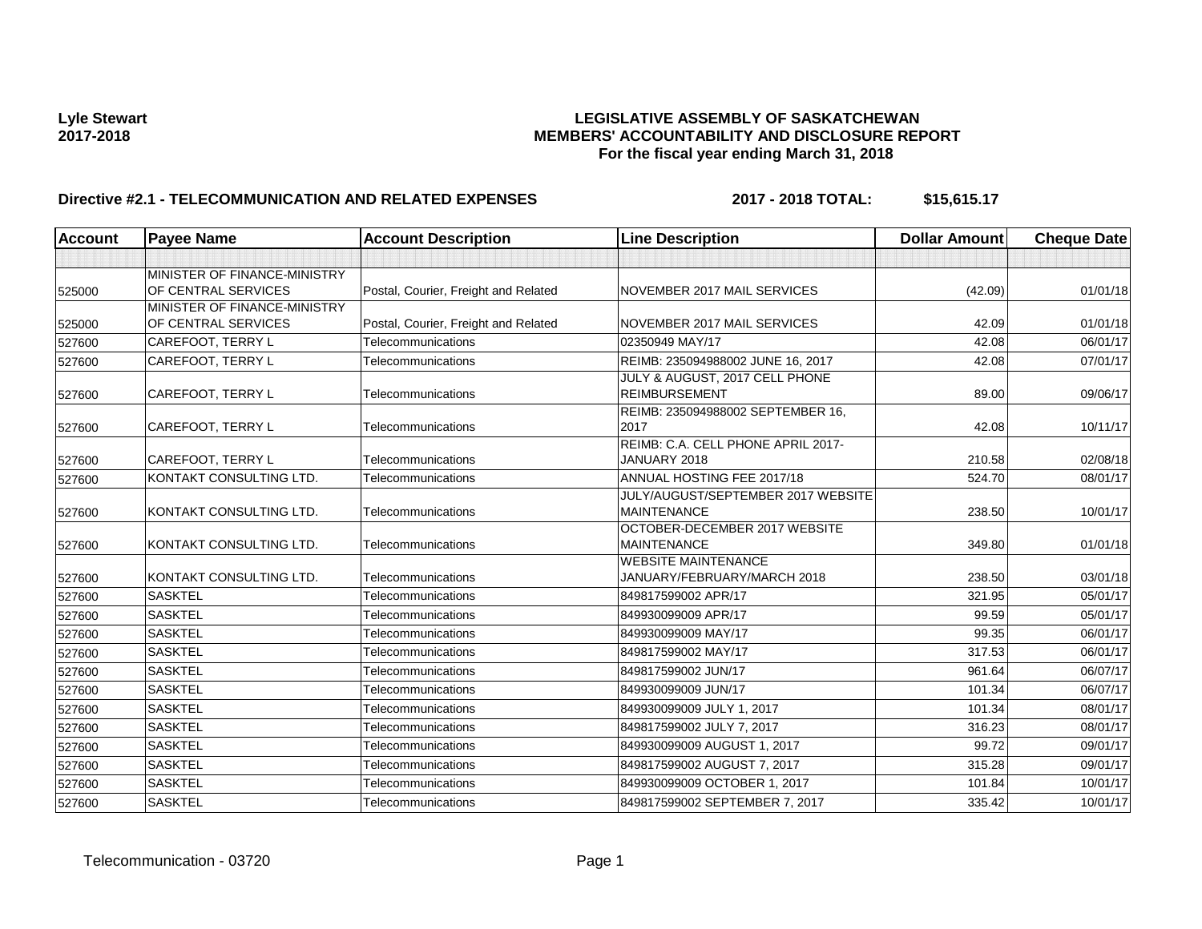**Lyle Stewart**
**2017-2018**

# LEGISLATIVE ASSEMBLY OF SASKATCHEWAN
## MEMBERS' ACCOUNTABILITY AND DISCLOSURE REPORT
### For the fiscal year ending March 31, 2018

**Directive #2.1 - TELECOMMUNICATION AND RELATED EXPENSES** **2017 - 2018 TOTAL: $15,615.17**

| Account | Payee Name | Account Description | Line Description | Dollar Amount | Cheque Date |
|---|---|---|---|---|---|
| | | | | | |
| 525000 | MINISTER OF FINANCE-MINISTRY OF CENTRAL SERVICES | Postal, Courier, Freight and Related | NOVEMBER 2017 MAIL SERVICES | (42.09) | 01/01/18 |
| 525000 | MINISTER OF FINANCE-MINISTRY OF CENTRAL SERVICES | Postal, Courier, Freight and Related | NOVEMBER 2017 MAIL SERVICES | 42.09 | 01/01/18 |
| 527600 | CAREFOOT, TERRY L | Telecommunications | 02350949 MAY/17 | 42.08 | 06/01/17 |
| 527600 | CAREFOOT, TERRY L | Telecommunications | REIMB: 235094988002 JUNE 16, 2017 | 42.08 | 07/01/17 |
| 527600 | CAREFOOT, TERRY L | Telecommunications | JULY & AUGUST, 2017 CELL PHONE REIMBURSEMENT | 89.00 | 09/06/17 |
| 527600 | CAREFOOT, TERRY L | Telecommunications | REIMB: 235094988002 SEPTEMBER 16, 2017 | 42.08 | 10/11/17 |
| 527600 | CAREFOOT, TERRY L | Telecommunications | REIMB: C.A. CELL PHONE APRIL 2017-JANUARY 2018 | 210.58 | 02/08/18 |
| 527600 | KONTAKT CONSULTING LTD. | Telecommunications | ANNUAL HOSTING FEE 2017/18 | 524.70 | 08/01/17 |
| 527600 | KONTAKT CONSULTING LTD. | Telecommunications | JULY/AUGUST/SEPTEMBER 2017 WEBSITE MAINTENANCE | 238.50 | 10/01/17 |
| 527600 | KONTAKT CONSULTING LTD. | Telecommunications | OCTOBER-DECEMBER 2017 WEBSITE MAINTENANCE | 349.80 | 01/01/18 |
| 527600 | KONTAKT CONSULTING LTD. | Telecommunications | WEBSITE MAINTENANCE JANUARY/FEBRUARY/MARCH 2018 | 238.50 | 03/01/18 |
| 527600 | SASKTEL | Telecommunications | 849817599002 APR/17 | 321.95 | 05/01/17 |
| 527600 | SASKTEL | Telecommunications | 849930099009 APR/17 | 99.59 | 05/01/17 |
| 527600 | SASKTEL | Telecommunications | 849930099009 MAY/17 | 99.35 | 06/01/17 |
| 527600 | SASKTEL | Telecommunications | 849817599002 MAY/17 | 317.53 | 06/01/17 |
| 527600 | SASKTEL | Telecommunications | 849817599002 JUN/17 | 961.64 | 06/07/17 |
| 527600 | SASKTEL | Telecommunications | 849930099009 JUN/17 | 101.34 | 06/07/17 |
| 527600 | SASKTEL | Telecommunications | 849930099009 JULY 1, 2017 | 101.34 | 08/01/17 |
| 527600 | SASKTEL | Telecommunications | 849817599002 JULY 7, 2017 | 316.23 | 08/01/17 |
| 527600 | SASKTEL | Telecommunications | 849930099009 AUGUST 1, 2017 | 99.72 | 09/01/17 |
| 527600 | SASKTEL | Telecommunications | 849817599002 AUGUST 7, 2017 | 315.28 | 09/01/17 |
| 527600 | SASKTEL | Telecommunications | 849930099009 OCTOBER 1, 2017 | 101.84 | 10/01/17 |
| 527600 | SASKTEL | Telecommunications | 849817599002 SEPTEMBER 7, 2017 | 335.42 | 10/01/17 |

Telecommunication - 03720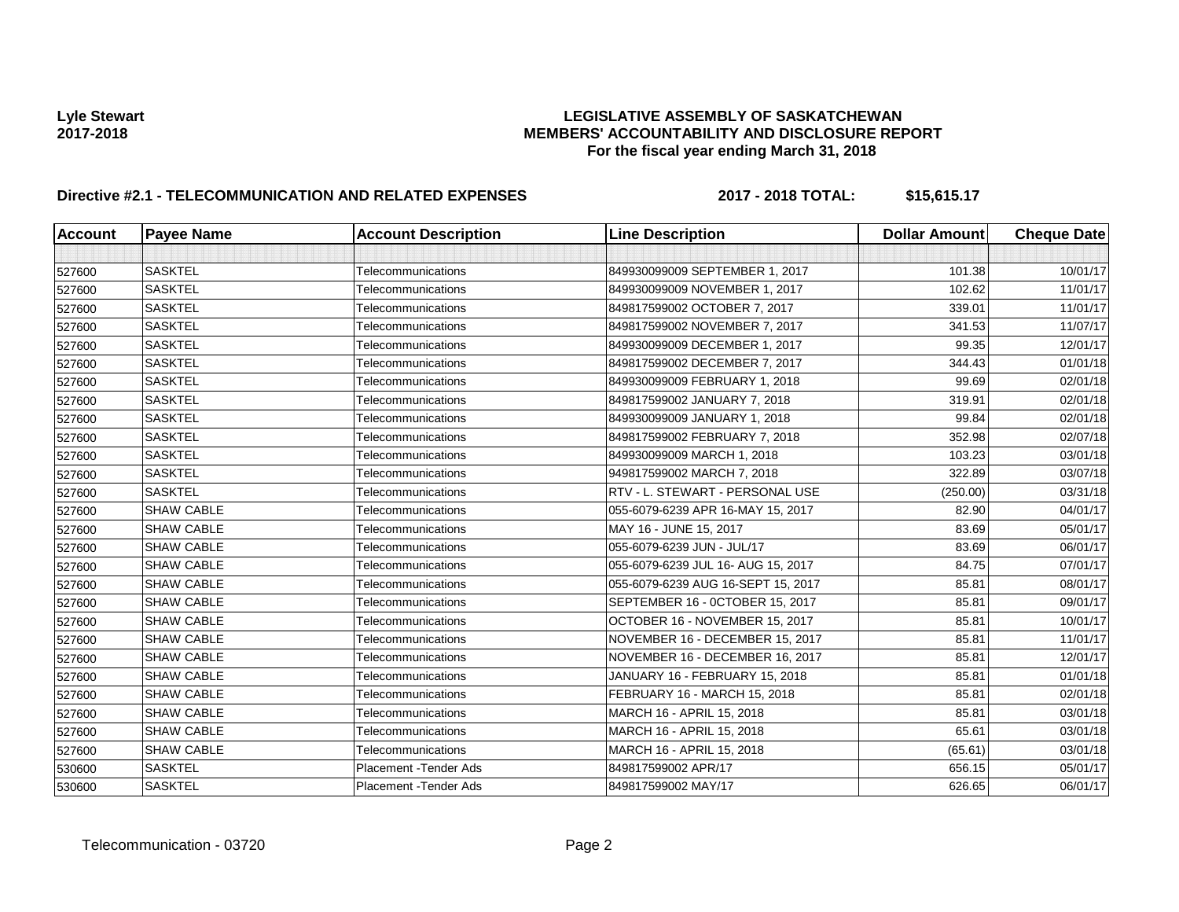**Lyle Stewart**
**2017-2018**

**LEGISLATIVE ASSEMBLY OF SASKATCHEWAN**
**MEMBERS' ACCOUNTABILITY AND DISCLOSURE REPORT**
**For the fiscal year ending March 31, 2018**

**Directive #2.1 - TELECOMMUNICATION AND RELATED EXPENSES** **2017 - 2018 TOTAL: $15,615.17**

| Account | Payee Name | Account Description | Line Description | Dollar Amount | Cheque Date |
|---|---|---|---|---|---|
| | | | | | |
| 527600 | SASKTEL | Telecommunications | 849930099009 SEPTEMBER 1, 2017 | 101.38 | 10/01/17 |
| 527600 | SASKTEL | Telecommunications | 849930099009 NOVEMBER 1, 2017 | 102.62 | 11/01/17 |
| 527600 | SASKTEL | Telecommunications | 849817599002 OCTOBER 7, 2017 | 339.01 | 11/01/17 |
| 527600 | SASKTEL | Telecommunications | 849817599002 NOVEMBER 7, 2017 | 341.53 | 11/07/17 |
| 527600 | SASKTEL | Telecommunications | 849930099009 DECEMBER 1, 2017 | 99.35 | 12/01/17 |
| 527600 | SASKTEL | Telecommunications | 849817599002 DECEMBER 7, 2017 | 344.43 | 01/01/18 |
| 527600 | SASKTEL | Telecommunications | 849930099009 FEBRUARY 1, 2018 | 99.69 | 02/01/18 |
| 527600 | SASKTEL | Telecommunications | 849817599002 JANUARY 7, 2018 | 319.91 | 02/01/18 |
| 527600 | SASKTEL | Telecommunications | 849930099009 JANUARY 1, 2018 | 99.84 | 02/01/18 |
| 527600 | SASKTEL | Telecommunications | 849817599002 FEBRUARY 7, 2018 | 352.98 | 02/07/18 |
| 527600 | SASKTEL | Telecommunications | 849930099009 MARCH 1, 2018 | 103.23 | 03/01/18 |
| 527600 | SASKTEL | Telecommunications | 949817599002 MARCH 7, 2018 | 322.89 | 03/07/18 |
| 527600 | SASKTEL | Telecommunications | RTV - L. STEWART - PERSONAL USE | (250.00) | 03/31/18 |
| 527600 | SHAW CABLE | Telecommunications | 055-6079-6239 APR 16-MAY 15, 2017 | 82.90 | 04/01/17 |
| 527600 | SHAW CABLE | Telecommunications | MAY 16 - JUNE 15, 2017 | 83.69 | 05/01/17 |
| 527600 | SHAW CABLE | Telecommunications | 055-6079-6239 JUN - JUL/17 | 83.69 | 06/01/17 |
| 527600 | SHAW CABLE | Telecommunications | 055-6079-6239 JUL 16- AUG 15, 2017 | 84.75 | 07/01/17 |
| 527600 | SHAW CABLE | Telecommunications | 055-6079-6239 AUG 16-SEPT 15, 2017 | 85.81 | 08/01/17 |
| 527600 | SHAW CABLE | Telecommunications | SEPTEMBER 16 - 0CTOBER 15, 2017 | 85.81 | 09/01/17 |
| 527600 | SHAW CABLE | Telecommunications | OCTOBER 16 - NOVEMBER 15, 2017 | 85.81 | 10/01/17 |
| 527600 | SHAW CABLE | Telecommunications | NOVEMBER 16 - DECEMBER 15, 2017 | 85.81 | 11/01/17 |
| 527600 | SHAW CABLE | Telecommunications | NOVEMBER 16 - DECEMBER 16, 2017 | 85.81 | 12/01/17 |
| 527600 | SHAW CABLE | Telecommunications | JANUARY 16 - FEBRUARY 15, 2018 | 85.81 | 01/01/18 |
| 527600 | SHAW CABLE | Telecommunications | FEBRUARY 16 - MARCH 15, 2018 | 85.81 | 02/01/18 |
| 527600 | SHAW CABLE | Telecommunications | MARCH 16 - APRIL 15, 2018 | 85.81 | 03/01/18 |
| 527600 | SHAW CABLE | Telecommunications | MARCH 16 - APRIL 15, 2018 | 65.61 | 03/01/18 |
| 527600 | SHAW CABLE | Telecommunications | MARCH 16 - APRIL 15, 2018 | (65.61) | 03/01/18 |
| 530600 | SASKTEL | Placement -Tender Ads | 849817599002 APR/17 | 656.15 | 05/01/17 |
| 530600 | SASKTEL | Placement -Tender Ads | 849817599002 MAY/17 | 626.65 | 06/01/17 |

Telecommunication - 03720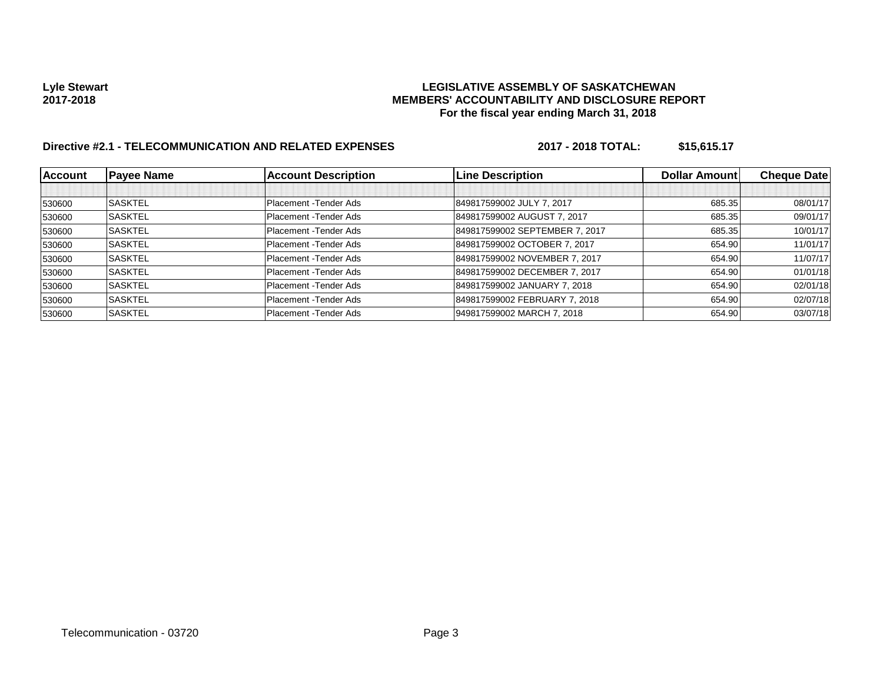**Lyle Stewart**
**2017-2018**

**LEGISLATIVE ASSEMBLY OF SASKATCHEWAN**
**MEMBERS' ACCOUNTABILITY AND DISCLOSURE REPORT**
**For the fiscal year ending March 31, 2018**

**Directive #2.1 - TELECOMMUNICATION AND RELATED EXPENSES** **2017 - 2018 TOTAL: $15,615.17**

| Account | Payee Name | Account Description | Line Description | Dollar Amount | Cheque Date |
|---|---|---|---|---|---|
| | | | | | |
| 530600 | SASKTEL | Placement -Tender Ads | 849817599002 JULY 7, 2017 | 685.35 | 08/01/17 |
| 530600 | SASKTEL | Placement -Tender Ads | 849817599002 AUGUST 7, 2017 | 685.35 | 09/01/17 |
| 530600 | SASKTEL | Placement -Tender Ads | 849817599002 SEPTEMBER 7, 2017 | 685.35 | 10/01/17 |
| 530600 | SASKTEL | Placement -Tender Ads | 849817599002 OCTOBER 7, 2017 | 654.90 | 11/01/17 |
| 530600 | SASKTEL | Placement -Tender Ads | 849817599002 NOVEMBER 7, 2017 | 654.90 | 11/07/17 |
| 530600 | SASKTEL | Placement -Tender Ads | 849817599002 DECEMBER 7, 2017 | 654.90 | 01/01/18 |
| 530600 | SASKTEL | Placement -Tender Ads | 849817599002 JANUARY 7, 2018 | 654.90 | 02/01/18 |
| 530600 | SASKTEL | Placement -Tender Ads | 849817599002 FEBRUARY 7, 2018 | 654.90 | 02/07/18 |
| 530600 | SASKTEL | Placement -Tender Ads | 949817599002 MARCH 7, 2018 | 654.90 | 03/07/18 |

Telecommunication - 03720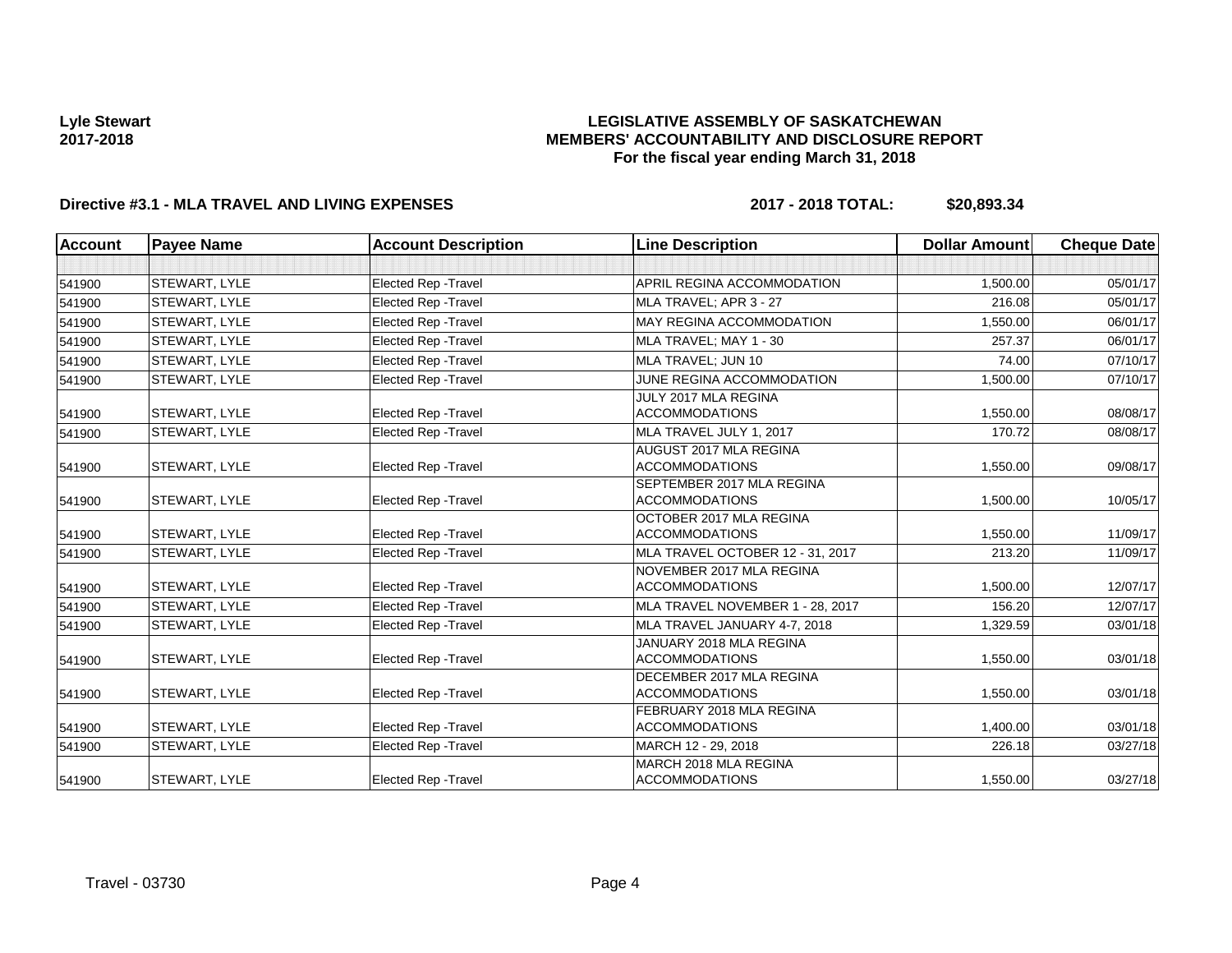**Lyle Stewart**
**2017-2018**

**LEGISLATIVE ASSEMBLY OF SASKATCHEWAN**
**MEMBERS' ACCOUNTABILITY AND DISCLOSURE REPORT**
**For the fiscal year ending March 31, 2018**

**Directive #3.1 - MLA TRAVEL AND LIVING EXPENSES** **2017 - 2018 TOTAL: $20,893.34**

| Account | Payee Name | Account Description | Line Description | Dollar Amount | Cheque Date |
|---|---|---|---|---|---|
| | | | | | |
| 541900 | STEWART, LYLE | Elected Rep -Travel | APRIL REGINA ACCOMMODATION | 1,500.00 | 05/01/17 |
| 541900 | STEWART, LYLE | Elected Rep -Travel | MLA TRAVEL; APR 3 - 27 | 216.08 | 05/01/17 |
| 541900 | STEWART, LYLE | Elected Rep -Travel | MAY REGINA ACCOMMODATION | 1,550.00 | 06/01/17 |
| 541900 | STEWART, LYLE | Elected Rep -Travel | MLA TRAVEL; MAY 1 - 30 | 257.37 | 06/01/17 |
| 541900 | STEWART, LYLE | Elected Rep -Travel | MLA TRAVEL; JUN 10 | 74.00 | 07/10/17 |
| 541900 | STEWART, LYLE | Elected Rep -Travel | JUNE REGINA ACCOMMODATION | 1,500.00 | 07/10/17 |
| 541900 | STEWART, LYLE | Elected Rep -Travel | JULY 2017 MLA REGINA ACCOMMODATIONS | 1,550.00 | 08/08/17 |
| 541900 | STEWART, LYLE | Elected Rep -Travel | MLA TRAVEL JULY 1, 2017 | 170.72 | 08/08/17 |
| 541900 | STEWART, LYLE | Elected Rep -Travel | AUGUST 2017 MLA REGINA ACCOMMODATIONS | 1,550.00 | 09/08/17 |
| 541900 | STEWART, LYLE | Elected Rep -Travel | SEPTEMBER 2017 MLA REGINA ACCOMMODATIONS | 1,500.00 | 10/05/17 |
| 541900 | STEWART, LYLE | Elected Rep -Travel | OCTOBER 2017 MLA REGINA ACCOMMODATIONS | 1,550.00 | 11/09/17 |
| 541900 | STEWART, LYLE | Elected Rep -Travel | MLA TRAVEL OCTOBER 12 - 31, 2017 | 213.20 | 11/09/17 |
| 541900 | STEWART, LYLE | Elected Rep -Travel | NOVEMBER 2017 MLA REGINA ACCOMMODATIONS | 1,500.00 | 12/07/17 |
| 541900 | STEWART, LYLE | Elected Rep -Travel | MLA TRAVEL NOVEMBER 1 - 28, 2017 | 156.20 | 12/07/17 |
| 541900 | STEWART, LYLE | Elected Rep -Travel | MLA TRAVEL JANUARY 4-7, 2018 | 1,329.59 | 03/01/18 |
| 541900 | STEWART, LYLE | Elected Rep -Travel | JANUARY 2018 MLA REGINA ACCOMMODATIONS | 1,550.00 | 03/01/18 |
| 541900 | STEWART, LYLE | Elected Rep -Travel | DECEMBER 2017 MLA REGINA ACCOMMODATIONS | 1,550.00 | 03/01/18 |
| 541900 | STEWART, LYLE | Elected Rep -Travel | FEBRUARY 2018 MLA REGINA ACCOMMODATIONS | 1,400.00 | 03/01/18 |
| 541900 | STEWART, LYLE | Elected Rep -Travel | MARCH 12 - 29, 2018 | 226.18 | 03/27/18 |
| 541900 | STEWART, LYLE | Elected Rep -Travel | MARCH 2018 MLA REGINA ACCOMMODATIONS | 1,550.00 | 03/27/18 |

Travel - 03730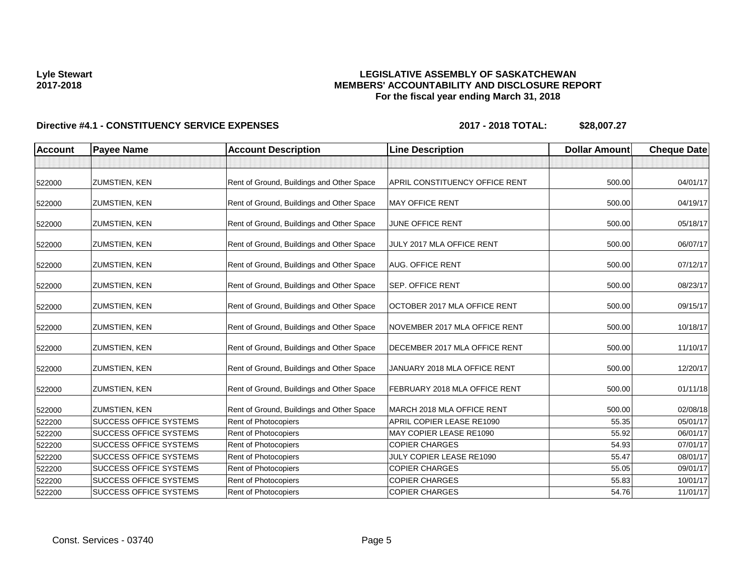**Lyle Stewart**
**2017-2018**

# LEGISLATIVE ASSEMBLY OF SASKATCHEWAN
## MEMBERS' ACCOUNTABILITY AND DISCLOSURE REPORT
### For the fiscal year ending March 31, 2018

**Directive #4.1 - CONSTITUENCY SERVICE EXPENSES** **2017 - 2018 TOTAL: $28,007.27**

| Account | Payee Name | Account Description | Line Description | Dollar Amount | Cheque Date |
|---|---|---|---|---|---|
| | | | | | |
| 522000 | ZUMSTIEN, KEN | Rent of Ground, Buildings and Other Space | APRIL CONSTITUENCY OFFICE RENT | 500.00 | 04/01/17 |
| 522000 | ZUMSTIEN, KEN | Rent of Ground, Buildings and Other Space | MAY OFFICE RENT | 500.00 | 04/19/17 |
| 522000 | ZUMSTIEN, KEN | Rent of Ground, Buildings and Other Space | JUNE OFFICE RENT | 500.00 | 05/18/17 |
| 522000 | ZUMSTIEN, KEN | Rent of Ground, Buildings and Other Space | JULY 2017 MLA OFFICE RENT | 500.00 | 06/07/17 |
| 522000 | ZUMSTIEN, KEN | Rent of Ground, Buildings and Other Space | AUG. OFFICE RENT | 500.00 | 07/12/17 |
| 522000 | ZUMSTIEN, KEN | Rent of Ground, Buildings and Other Space | SEP. OFFICE RENT | 500.00 | 08/23/17 |
| 522000 | ZUMSTIEN, KEN | Rent of Ground, Buildings and Other Space | OCTOBER 2017 MLA OFFICE RENT | 500.00 | 09/15/17 |
| 522000 | ZUMSTIEN, KEN | Rent of Ground, Buildings and Other Space | NOVEMBER 2017 MLA OFFICE RENT | 500.00 | 10/18/17 |
| 522000 | ZUMSTIEN, KEN | Rent of Ground, Buildings and Other Space | DECEMBER 2017 MLA OFFICE RENT | 500.00 | 11/10/17 |
| 522000 | ZUMSTIEN, KEN | Rent of Ground, Buildings and Other Space | JANUARY 2018 MLA OFFICE RENT | 500.00 | 12/20/17 |
| 522000 | ZUMSTIEN, KEN | Rent of Ground, Buildings and Other Space | FEBRUARY 2018 MLA OFFICE RENT | 500.00 | 01/11/18 |
| 522000 | ZUMSTIEN, KEN | Rent of Ground, Buildings and Other Space | MARCH 2018 MLA OFFICE RENT | 500.00 | 02/08/18 |
| 522200 | SUCCESS OFFICE SYSTEMS | Rent of Photocopiers | APRIL COPIER LEASE RE1090 | 55.35 | 05/01/17 |
| 522200 | SUCCESS OFFICE SYSTEMS | Rent of Photocopiers | MAY COPIER LEASE RE1090 | 55.92 | 06/01/17 |
| 522200 | SUCCESS OFFICE SYSTEMS | Rent of Photocopiers | COPIER CHARGES | 54.93 | 07/01/17 |
| 522200 | SUCCESS OFFICE SYSTEMS | Rent of Photocopiers | JULY COPIER LEASE RE1090 | 55.47 | 08/01/17 |
| 522200 | SUCCESS OFFICE SYSTEMS | Rent of Photocopiers | COPIER CHARGES | 55.05 | 09/01/17 |
| 522200 | SUCCESS OFFICE SYSTEMS | Rent of Photocopiers | COPIER CHARGES | 55.83 | 10/01/17 |
| 522200 | SUCCESS OFFICE SYSTEMS | Rent of Photocopiers | COPIER CHARGES | 54.76 | 11/01/17 |

Const. Services - 03740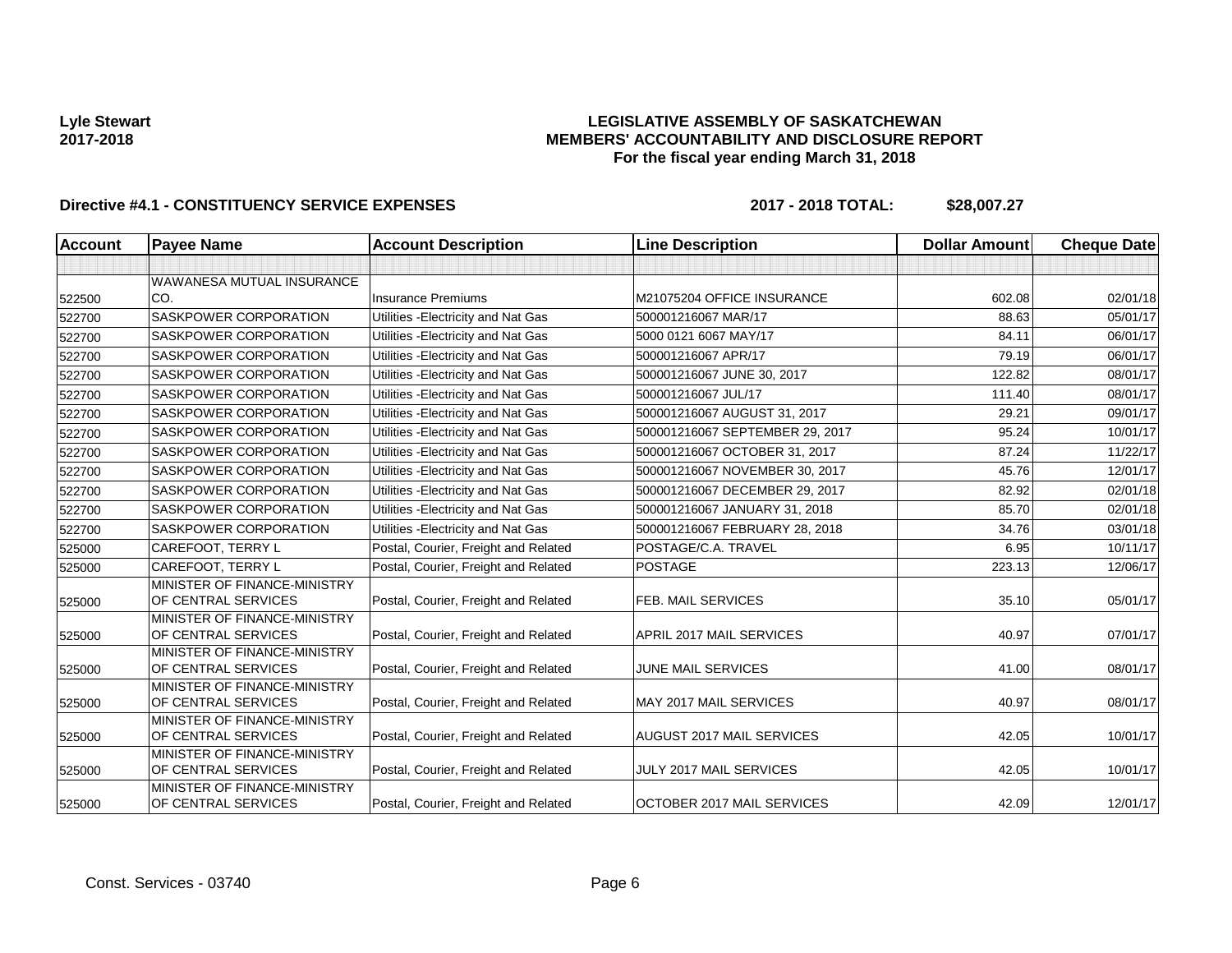**Lyle Stewart**
**2017-2018**

**LEGISLATIVE ASSEMBLY OF SASKATCHEWAN**
**MEMBERS' ACCOUNTABILITY AND DISCLOSURE REPORT**
**For the fiscal year ending March 31, 2018**

**Directive #4.1 - CONSTITUENCY SERVICE EXPENSES** **2017 - 2018 TOTAL: $28,007.27**

| Account | Payee Name | Account Description | Line Description | Dollar Amount | Cheque Date |
|---|---|---|---|---|---|
| | | | | | |
| 522500 | WAWANESA MUTUAL INSURANCE CO. | Insurance Premiums | M21075204 OFFICE INSURANCE | 602.08 | 02/01/18 |
| 522700 | SASKPOWER CORPORATION | Utilities -Electricity and Nat Gas | 500001216067 MAR/17 | 88.63 | 05/01/17 |
| 522700 | SASKPOWER CORPORATION | Utilities -Electricity and Nat Gas | 5000 0121 6067 MAY/17 | 84.11 | 06/01/17 |
| 522700 | SASKPOWER CORPORATION | Utilities -Electricity and Nat Gas | 500001216067 APR/17 | 79.19 | 06/01/17 |
| 522700 | SASKPOWER CORPORATION | Utilities -Electricity and Nat Gas | 500001216067 JUNE 30, 2017 | 122.82 | 08/01/17 |
| 522700 | SASKPOWER CORPORATION | Utilities -Electricity and Nat Gas | 500001216067 JUL/17 | 111.40 | 08/01/17 |
| 522700 | SASKPOWER CORPORATION | Utilities -Electricity and Nat Gas | 500001216067 AUGUST 31, 2017 | 29.21 | 09/01/17 |
| 522700 | SASKPOWER CORPORATION | Utilities -Electricity and Nat Gas | 500001216067 SEPTEMBER 29, 2017 | 95.24 | 10/01/17 |
| 522700 | SASKPOWER CORPORATION | Utilities -Electricity and Nat Gas | 500001216067 OCTOBER 31, 2017 | 87.24 | 11/22/17 |
| 522700 | SASKPOWER CORPORATION | Utilities -Electricity and Nat Gas | 500001216067 NOVEMBER 30, 2017 | 45.76 | 12/01/17 |
| 522700 | SASKPOWER CORPORATION | Utilities -Electricity and Nat Gas | 500001216067 DECEMBER 29, 2017 | 82.92 | 02/01/18 |
| 522700 | SASKPOWER CORPORATION | Utilities -Electricity and Nat Gas | 500001216067 JANUARY 31, 2018 | 85.70 | 02/01/18 |
| 522700 | SASKPOWER CORPORATION | Utilities -Electricity and Nat Gas | 500001216067 FEBRUARY 28, 2018 | 34.76 | 03/01/18 |
| 525000 | CAREFOOT, TERRY L | Postal, Courier, Freight and Related | POSTAGE/C.A. TRAVEL | 6.95 | 10/11/17 |
| 525000 | CAREFOOT, TERRY L | Postal, Courier, Freight and Related | POSTAGE | 223.13 | 12/06/17 |
| 525000 | MINISTER OF FINANCE-MINISTRY OF CENTRAL SERVICES | Postal, Courier, Freight and Related | FEB. MAIL SERVICES | 35.10 | 05/01/17 |
| 525000 | MINISTER OF FINANCE-MINISTRY OF CENTRAL SERVICES | Postal, Courier, Freight and Related | APRIL 2017 MAIL SERVICES | 40.97 | 07/01/17 |
| 525000 | MINISTER OF FINANCE-MINISTRY OF CENTRAL SERVICES | Postal, Courier, Freight and Related | JUNE MAIL SERVICES | 41.00 | 08/01/17 |
| 525000 | MINISTER OF FINANCE-MINISTRY OF CENTRAL SERVICES | Postal, Courier, Freight and Related | MAY 2017 MAIL SERVICES | 40.97 | 08/01/17 |
| 525000 | MINISTER OF FINANCE-MINISTRY OF CENTRAL SERVICES | Postal, Courier, Freight and Related | AUGUST 2017 MAIL SERVICES | 42.05 | 10/01/17 |
| 525000 | MINISTER OF FINANCE-MINISTRY OF CENTRAL SERVICES | Postal, Courier, Freight and Related | JULY 2017 MAIL SERVICES | 42.05 | 10/01/17 |
| 525000 | MINISTER OF FINANCE-MINISTRY OF CENTRAL SERVICES | Postal, Courier, Freight and Related | OCTOBER 2017 MAIL SERVICES | 42.09 | 12/01/17 |

Const. Services - 03740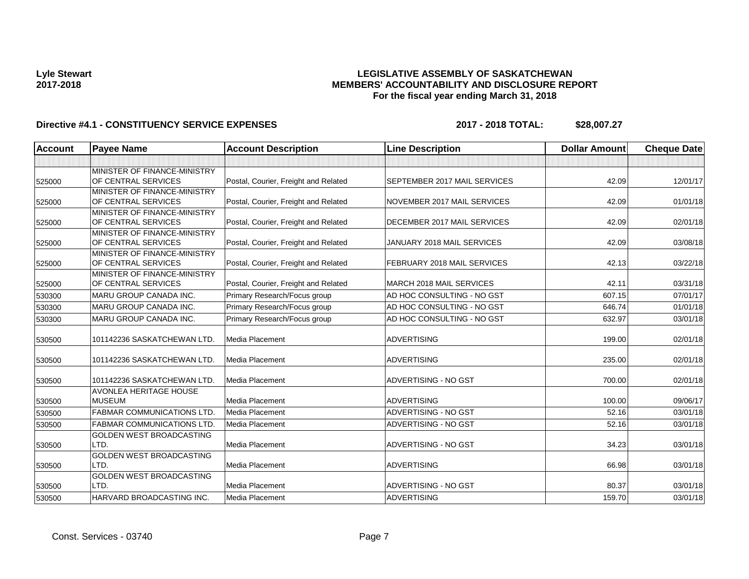**Lyle Stewart**
**2017-2018**

# LEGISLATIVE ASSEMBLY OF SASKATCHEWAN
## MEMBERS' ACCOUNTABILITY AND DISCLOSURE REPORT
### For the fiscal year ending March 31, 2018

**Directive #4.1 - CONSTITUENCY SERVICE EXPENSES** **2017 - 2018 TOTAL: $28,007.27**

| Account | Payee Name | Account Description | Line Description | Dollar Amount | Cheque Date |
|---|---|---|---|---|---|
| | | | | | |
| 525000 | MINISTER OF FINANCE-MINISTRY OF CENTRAL SERVICES | Postal, Courier, Freight and Related | SEPTEMBER 2017 MAIL SERVICES | 42.09 | 12/01/17 |
| 525000 | MINISTER OF FINANCE-MINISTRY OF CENTRAL SERVICES | Postal, Courier, Freight and Related | NOVEMBER 2017 MAIL SERVICES | 42.09 | 01/01/18 |
| 525000 | MINISTER OF FINANCE-MINISTRY OF CENTRAL SERVICES | Postal, Courier, Freight and Related | DECEMBER 2017 MAIL SERVICES | 42.09 | 02/01/18 |
| 525000 | MINISTER OF FINANCE-MINISTRY OF CENTRAL SERVICES | Postal, Courier, Freight and Related | JANUARY 2018 MAIL SERVICES | 42.09 | 03/08/18 |
| 525000 | MINISTER OF FINANCE-MINISTRY OF CENTRAL SERVICES | Postal, Courier, Freight and Related | FEBRUARY 2018 MAIL SERVICES | 42.13 | 03/22/18 |
| 525000 | MINISTER OF FINANCE-MINISTRY OF CENTRAL SERVICES | Postal, Courier, Freight and Related | MARCH 2018 MAIL SERVICES | 42.11 | 03/31/18 |
| 530300 | MARU GROUP CANADA INC. | Primary Research/Focus group | AD HOC CONSULTING - NO GST | 607.15 | 07/01/17 |
| 530300 | MARU GROUP CANADA INC. | Primary Research/Focus group | AD HOC CONSULTING - NO GST | 646.74 | 01/01/18 |
| 530300 | MARU GROUP CANADA INC. | Primary Research/Focus group | AD HOC CONSULTING - NO GST | 632.97 | 03/01/18 |
| 530500 | 101142236 SASKATCHEWAN LTD. | Media Placement | ADVERTISING | 199.00 | 02/01/18 |
| 530500 | 101142236 SASKATCHEWAN LTD. | Media Placement | ADVERTISING | 235.00 | 02/01/18 |
| 530500 | 101142236 SASKATCHEWAN LTD. | Media Placement | ADVERTISING - NO GST | 700.00 | 02/01/18 |
| 530500 | AVONLEA HERITAGE HOUSE MUSEUM | Media Placement | ADVERTISING | 100.00 | 09/06/17 |
| 530500 | FABMAR COMMUNICATIONS LTD. | Media Placement | ADVERTISING - NO GST | 52.16 | 03/01/18 |
| 530500 | FABMAR COMMUNICATIONS LTD. | Media Placement | ADVERTISING - NO GST | 52.16 | 03/01/18 |
| 530500 | GOLDEN WEST BROADCASTING LTD. | Media Placement | ADVERTISING - NO GST | 34.23 | 03/01/18 |
| 530500 | GOLDEN WEST BROADCASTING LTD. | Media Placement | ADVERTISING | 66.98 | 03/01/18 |
| 530500 | GOLDEN WEST BROADCASTING LTD. | Media Placement | ADVERTISING - NO GST | 80.37 | 03/01/18 |
| 530500 | HARVARD BROADCASTING INC. | Media Placement | ADVERTISING | 159.70 | 03/01/18 |

Const. Services - 03740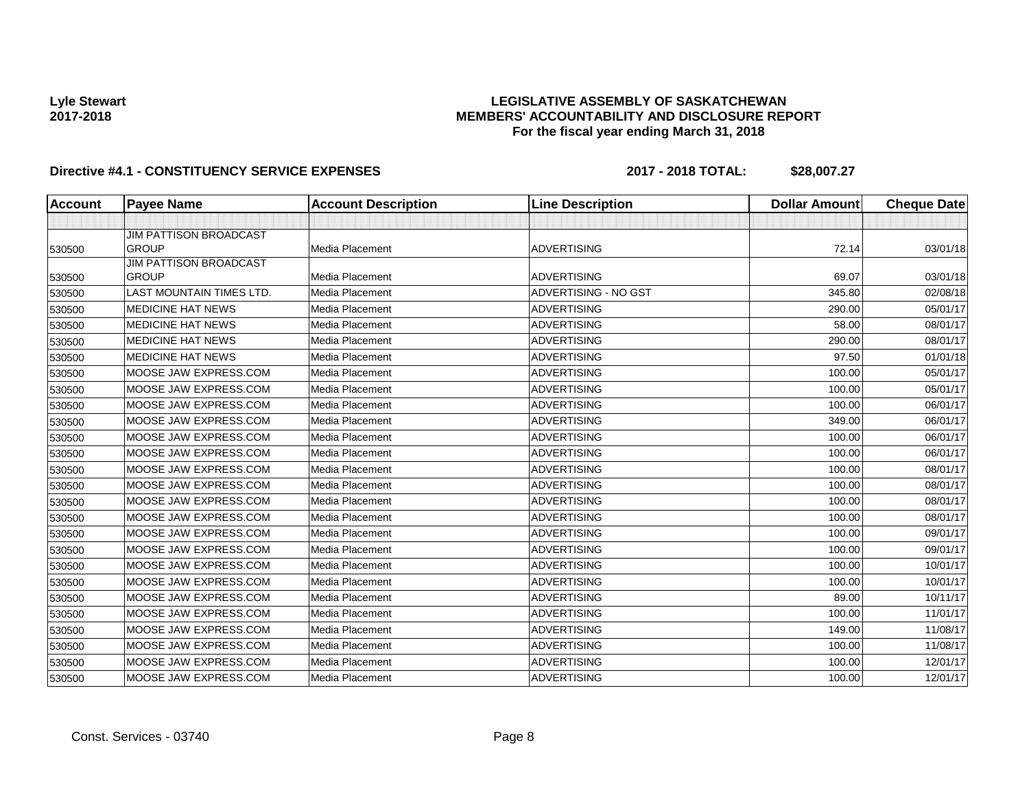**Lyle Stewart**
**2017-2018**

# LEGISLATIVE ASSEMBLY OF SASKATCHEWAN
## MEMBERS' ACCOUNTABILITY AND DISCLOSURE REPORT
### For the fiscal year ending March 31, 2018

**Directive #4.1 - CONSTITUENCY SERVICE EXPENSES** **2017 - 2018 TOTAL: $28,007.27**

| Account | Payee Name | Account Description | Line Description | Dollar Amount | Cheque Date |
|---|---|---|---|---|---|
| | | | | | |
| 530500 | JIM PATTISON BROADCAST GROUP | Media Placement | ADVERTISING | 72.14 | 03/01/18 |
| 530500 | JIM PATTISON BROADCAST GROUP | Media Placement | ADVERTISING | 69.07 | 03/01/18 |
| 530500 | LAST MOUNTAIN TIMES LTD. | Media Placement | ADVERTISING - NO GST | 345.80 | 02/08/18 |
| 530500 | MEDICINE HAT NEWS | Media Placement | ADVERTISING | 290.00 | 05/01/17 |
| 530500 | MEDICINE HAT NEWS | Media Placement | ADVERTISING | 58.00 | 08/01/17 |
| 530500 | MEDICINE HAT NEWS | Media Placement | ADVERTISING | 290.00 | 08/01/17 |
| 530500 | MEDICINE HAT NEWS | Media Placement | ADVERTISING | 97.50 | 01/01/18 |
| 530500 | MOOSE JAW EXPRESS.COM | Media Placement | ADVERTISING | 100.00 | 05/01/17 |
| 530500 | MOOSE JAW EXPRESS.COM | Media Placement | ADVERTISING | 100.00 | 05/01/17 |
| 530500 | MOOSE JAW EXPRESS.COM | Media Placement | ADVERTISING | 100.00 | 06/01/17 |
| 530500 | MOOSE JAW EXPRESS.COM | Media Placement | ADVERTISING | 349.00 | 06/01/17 |
| 530500 | MOOSE JAW EXPRESS.COM | Media Placement | ADVERTISING | 100.00 | 06/01/17 |
| 530500 | MOOSE JAW EXPRESS.COM | Media Placement | ADVERTISING | 100.00 | 06/01/17 |
| 530500 | MOOSE JAW EXPRESS.COM | Media Placement | ADVERTISING | 100.00 | 08/01/17 |
| 530500 | MOOSE JAW EXPRESS.COM | Media Placement | ADVERTISING | 100.00 | 08/01/17 |
| 530500 | MOOSE JAW EXPRESS.COM | Media Placement | ADVERTISING | 100.00 | 08/01/17 |
| 530500 | MOOSE JAW EXPRESS.COM | Media Placement | ADVERTISING | 100.00 | 08/01/17 |
| 530500 | MOOSE JAW EXPRESS.COM | Media Placement | ADVERTISING | 100.00 | 09/01/17 |
| 530500 | MOOSE JAW EXPRESS.COM | Media Placement | ADVERTISING | 100.00 | 09/01/17 |
| 530500 | MOOSE JAW EXPRESS.COM | Media Placement | ADVERTISING | 100.00 | 10/01/17 |
| 530500 | MOOSE JAW EXPRESS.COM | Media Placement | ADVERTISING | 100.00 | 10/01/17 |
| 530500 | MOOSE JAW EXPRESS.COM | Media Placement | ADVERTISING | 89.00 | 10/11/17 |
| 530500 | MOOSE JAW EXPRESS.COM | Media Placement | ADVERTISING | 100.00 | 11/01/17 |
| 530500 | MOOSE JAW EXPRESS.COM | Media Placement | ADVERTISING | 149.00 | 11/08/17 |
| 530500 | MOOSE JAW EXPRESS.COM | Media Placement | ADVERTISING | 100.00 | 11/08/17 |
| 530500 | MOOSE JAW EXPRESS.COM | Media Placement | ADVERTISING | 100.00 | 12/01/17 |
| 530500 | MOOSE JAW EXPRESS.COM | Media Placement | ADVERTISING | 100.00 | 12/01/17 |

Const. Services - 03740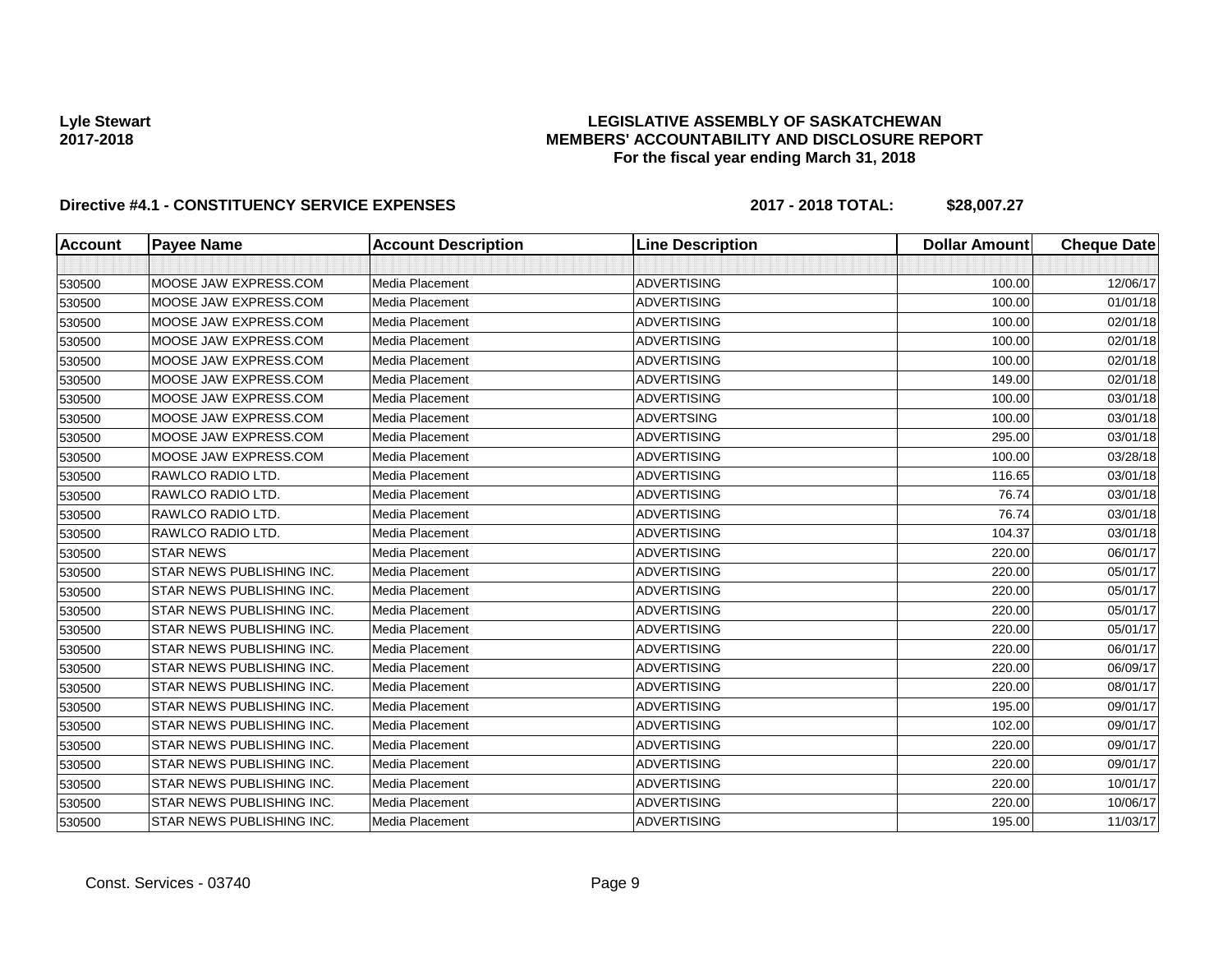**Lyle Stewart**
**2017-2018**

**LEGISLATIVE ASSEMBLY OF SASKATCHEWAN**
**MEMBERS' ACCOUNTABILITY AND DISCLOSURE REPORT**
**For the fiscal year ending March 31, 2018**

**Directive #4.1 - CONSTITUENCY SERVICE EXPENSES** **2017 - 2018 TOTAL: $28,007.27**

| Account | Payee Name | Account Description | Line Description | Dollar Amount | Cheque Date |
|---|---|---|---|---|---|
| | | | | | |
| 530500 | MOOSE JAW EXPRESS.COM | Media Placement | ADVERTISING | 100.00 | 12/06/17 |
| 530500 | MOOSE JAW EXPRESS.COM | Media Placement | ADVERTISING | 100.00 | 01/01/18 |
| 530500 | MOOSE JAW EXPRESS.COM | Media Placement | ADVERTISING | 100.00 | 02/01/18 |
| 530500 | MOOSE JAW EXPRESS.COM | Media Placement | ADVERTISING | 100.00 | 02/01/18 |
| 530500 | MOOSE JAW EXPRESS.COM | Media Placement | ADVERTISING | 100.00 | 02/01/18 |
| 530500 | MOOSE JAW EXPRESS.COM | Media Placement | ADVERTISING | 149.00 | 02/01/18 |
| 530500 | MOOSE JAW EXPRESS.COM | Media Placement | ADVERTISING | 100.00 | 03/01/18 |
| 530500 | MOOSE JAW EXPRESS.COM | Media Placement | ADVERTSING | 100.00 | 03/01/18 |
| 530500 | MOOSE JAW EXPRESS.COM | Media Placement | ADVERTISING | 295.00 | 03/01/18 |
| 530500 | MOOSE JAW EXPRESS.COM | Media Placement | ADVERTISING | 100.00 | 03/28/18 |
| 530500 | RAWLCO RADIO LTD. | Media Placement | ADVERTISING | 116.65 | 03/01/18 |
| 530500 | RAWLCO RADIO LTD. | Media Placement | ADVERTISING | 76.74 | 03/01/18 |
| 530500 | RAWLCO RADIO LTD. | Media Placement | ADVERTISING | 76.74 | 03/01/18 |
| 530500 | RAWLCO RADIO LTD. | Media Placement | ADVERTISING | 104.37 | 03/01/18 |
| 530500 | STAR NEWS | Media Placement | ADVERTISING | 220.00 | 06/01/17 |
| 530500 | STAR NEWS PUBLISHING INC. | Media Placement | ADVERTISING | 220.00 | 05/01/17 |
| 530500 | STAR NEWS PUBLISHING INC. | Media Placement | ADVERTISING | 220.00 | 05/01/17 |
| 530500 | STAR NEWS PUBLISHING INC. | Media Placement | ADVERTISING | 220.00 | 05/01/17 |
| 530500 | STAR NEWS PUBLISHING INC. | Media Placement | ADVERTISING | 220.00 | 05/01/17 |
| 530500 | STAR NEWS PUBLISHING INC. | Media Placement | ADVERTISING | 220.00 | 06/01/17 |
| 530500 | STAR NEWS PUBLISHING INC. | Media Placement | ADVERTISING | 220.00 | 06/09/17 |
| 530500 | STAR NEWS PUBLISHING INC. | Media Placement | ADVERTISING | 220.00 | 08/01/17 |
| 530500 | STAR NEWS PUBLISHING INC. | Media Placement | ADVERTISING | 195.00 | 09/01/17 |
| 530500 | STAR NEWS PUBLISHING INC. | Media Placement | ADVERTISING | 102.00 | 09/01/17 |
| 530500 | STAR NEWS PUBLISHING INC. | Media Placement | ADVERTISING | 220.00 | 09/01/17 |
| 530500 | STAR NEWS PUBLISHING INC. | Media Placement | ADVERTISING | 220.00 | 09/01/17 |
| 530500 | STAR NEWS PUBLISHING INC. | Media Placement | ADVERTISING | 220.00 | 10/01/17 |
| 530500 | STAR NEWS PUBLISHING INC. | Media Placement | ADVERTISING | 220.00 | 10/06/17 |
| 530500 | STAR NEWS PUBLISHING INC. | Media Placement | ADVERTISING | 195.00 | 11/03/17 |

Const. Services - 03740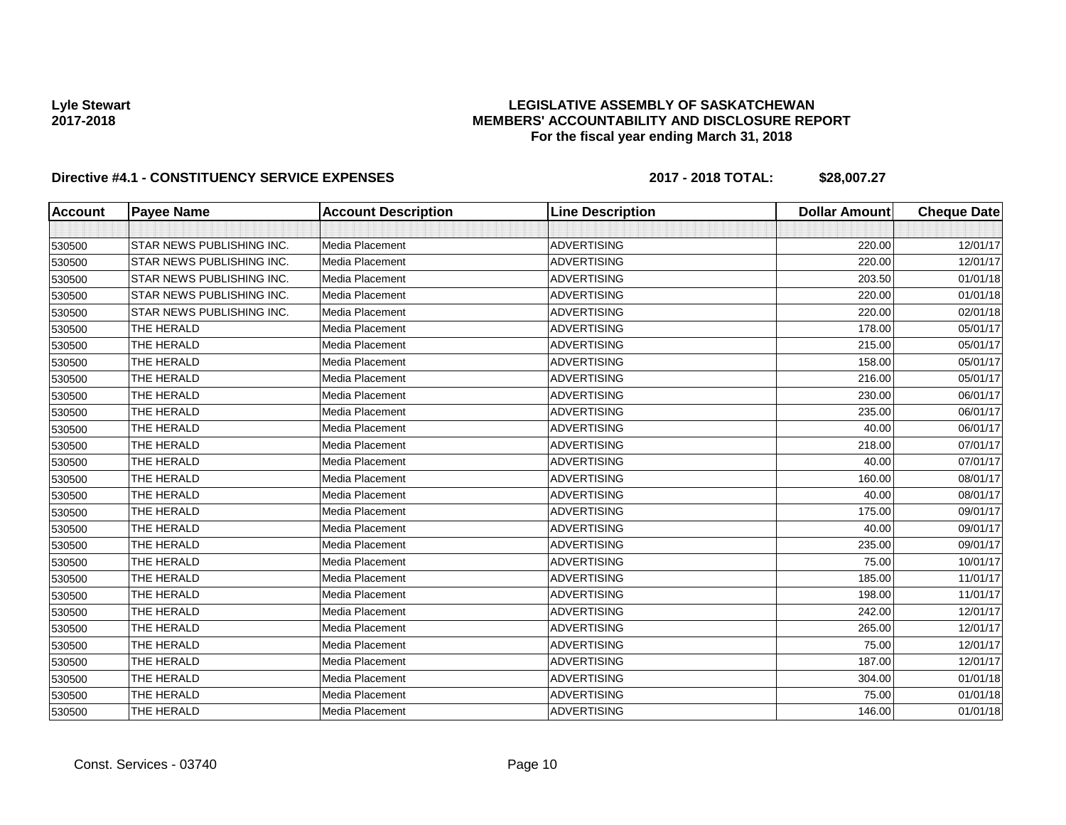Lyle Stewart
2017-2018

**LEGISLATIVE ASSEMBLY OF SASKATCHEWAN**
**MEMBERS' ACCOUNTABILITY AND DISCLOSURE REPORT**
**For the fiscal year ending March 31, 2018**

**Directive #4.1 - CONSTITUENCY SERVICE EXPENSES** **2017 - 2018 TOTAL: $28,007.27**

| Account | Payee Name | Account Description | Line Description | Dollar Amount | Cheque Date |
|---|---|---|---|---|---|
| | | | | | |
| 530500 | STAR NEWS PUBLISHING INC. | Media Placement | ADVERTISING | 220.00 | 12/01/17 |
| 530500 | STAR NEWS PUBLISHING INC. | Media Placement | ADVERTISING | 220.00 | 12/01/17 |
| 530500 | STAR NEWS PUBLISHING INC. | Media Placement | ADVERTISING | 203.50 | 01/01/18 |
| 530500 | STAR NEWS PUBLISHING INC. | Media Placement | ADVERTISING | 220.00 | 01/01/18 |
| 530500 | STAR NEWS PUBLISHING INC. | Media Placement | ADVERTISING | 220.00 | 02/01/18 |
| 530500 | THE HERALD | Media Placement | ADVERTISING | 178.00 | 05/01/17 |
| 530500 | THE HERALD | Media Placement | ADVERTISING | 215.00 | 05/01/17 |
| 530500 | THE HERALD | Media Placement | ADVERTISING | 158.00 | 05/01/17 |
| 530500 | THE HERALD | Media Placement | ADVERTISING | 216.00 | 05/01/17 |
| 530500 | THE HERALD | Media Placement | ADVERTISING | 230.00 | 06/01/17 |
| 530500 | THE HERALD | Media Placement | ADVERTISING | 235.00 | 06/01/17 |
| 530500 | THE HERALD | Media Placement | ADVERTISING | 40.00 | 06/01/17 |
| 530500 | THE HERALD | Media Placement | ADVERTISING | 218.00 | 07/01/17 |
| 530500 | THE HERALD | Media Placement | ADVERTISING | 40.00 | 07/01/17 |
| 530500 | THE HERALD | Media Placement | ADVERTISING | 160.00 | 08/01/17 |
| 530500 | THE HERALD | Media Placement | ADVERTISING | 40.00 | 08/01/17 |
| 530500 | THE HERALD | Media Placement | ADVERTISING | 175.00 | 09/01/17 |
| 530500 | THE HERALD | Media Placement | ADVERTISING | 40.00 | 09/01/17 |
| 530500 | THE HERALD | Media Placement | ADVERTISING | 235.00 | 09/01/17 |
| 530500 | THE HERALD | Media Placement | ADVERTISING | 75.00 | 10/01/17 |
| 530500 | THE HERALD | Media Placement | ADVERTISING | 185.00 | 11/01/17 |
| 530500 | THE HERALD | Media Placement | ADVERTISING | 198.00 | 11/01/17 |
| 530500 | THE HERALD | Media Placement | ADVERTISING | 242.00 | 12/01/17 |
| 530500 | THE HERALD | Media Placement | ADVERTISING | 265.00 | 12/01/17 |
| 530500 | THE HERALD | Media Placement | ADVERTISING | 75.00 | 12/01/17 |
| 530500 | THE HERALD | Media Placement | ADVERTISING | 187.00 | 12/01/17 |
| 530500 | THE HERALD | Media Placement | ADVERTISING | 304.00 | 01/01/18 |
| 530500 | THE HERALD | Media Placement | ADVERTISING | 75.00 | 01/01/18 |
| 530500 | THE HERALD | Media Placement | ADVERTISING | 146.00 | 01/01/18 |

Const. Services - 03740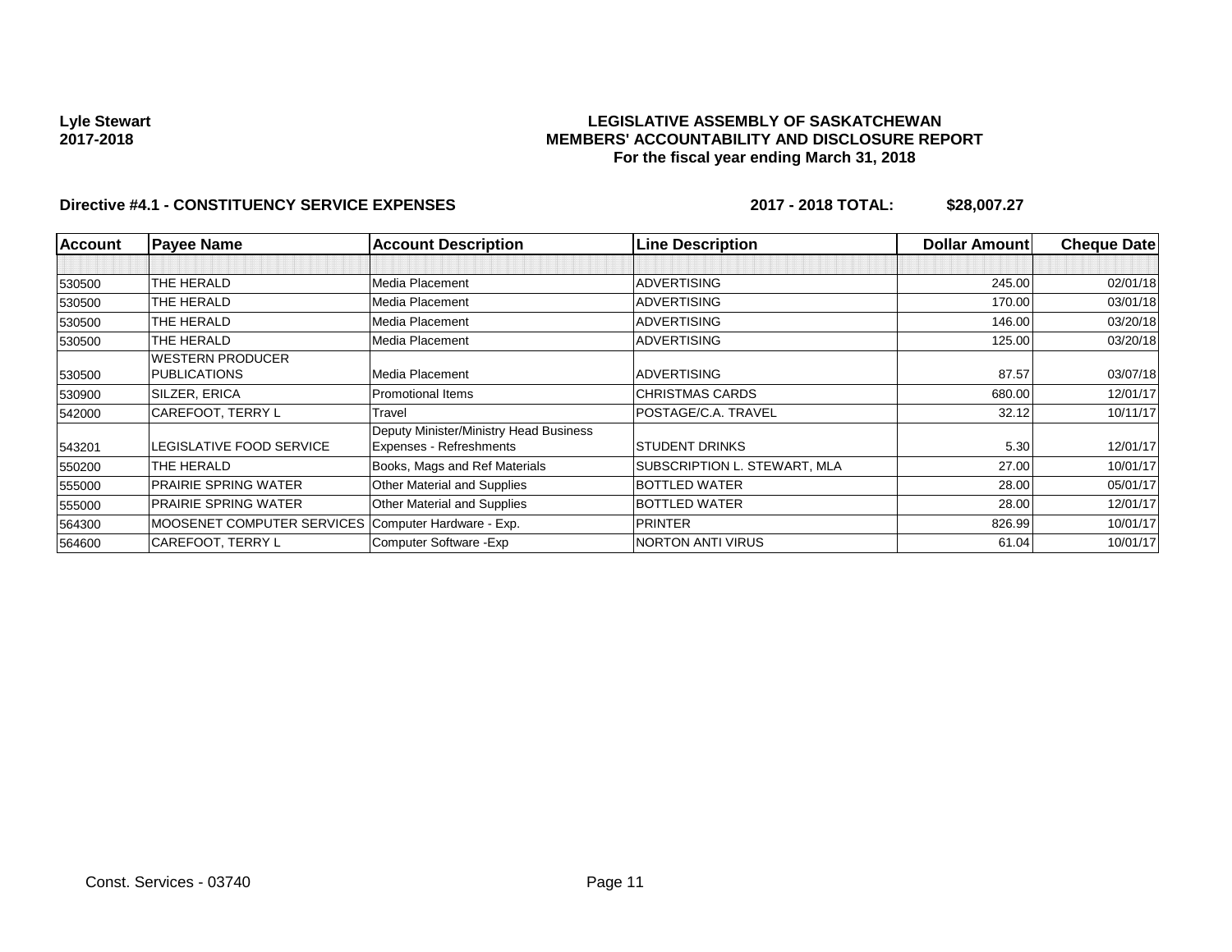**Lyle Stewart**
**2017-2018**

**LEGISLATIVE ASSEMBLY OF SASKATCHEWAN**
**MEMBERS' ACCOUNTABILITY AND DISCLOSURE REPORT**
**For the fiscal year ending March 31, 2018**

**Directive #4.1 - CONSTITUENCY SERVICE EXPENSES** **2017 - 2018 TOTAL: $28,007.27**

| Account | Payee Name | Account Description | Line Description | Dollar Amount | Cheque Date |
|---|---|---|---|---|---|
| | | | | | |
| 530500 | THE HERALD | Media Placement | ADVERTISING | 245.00 | 02/01/18 |
| 530500 | THE HERALD | Media Placement | ADVERTISING | 170.00 | 03/01/18 |
| 530500 | THE HERALD | Media Placement | ADVERTISING | 146.00 | 03/20/18 |
| 530500 | THE HERALD | Media Placement | ADVERTISING | 125.00 | 03/20/18 |
| 530500 | WESTERN PRODUCER PUBLICATIONS | Media Placement | ADVERTISING | 87.57 | 03/07/18 |
| 530900 | SILZER, ERICA | Promotional Items | CHRISTMAS CARDS | 680.00 | 12/01/17 |
| 542000 | CAREFOOT, TERRY L | Travel | POSTAGE/C.A. TRAVEL | 32.12 | 10/11/17 |
| 543201 | LEGISLATIVE FOOD SERVICE | Deputy Minister/Ministry Head Business Expenses - Refreshments | STUDENT DRINKS | 5.30 | 12/01/17 |
| 550200 | THE HERALD | Books, Mags and Ref Materials | SUBSCRIPTION L. STEWART, MLA | 27.00 | 10/01/17 |
| 555000 | PRAIRIE SPRING WATER | Other Material and Supplies | BOTTLED WATER | 28.00 | 05/01/17 |
| 555000 | PRAIRIE SPRING WATER | Other Material and Supplies | BOTTLED WATER | 28.00 | 12/01/17 |
| 564300 | MOOSENET COMPUTER SERVICES | Computer Hardware - Exp. | PRINTER | 826.99 | 10/01/17 |
| 564600 | CAREFOOT, TERRY L | Computer Software -Exp | NORTON ANTI VIRUS | 61.04 | 10/01/17 |

Const. Services - 03740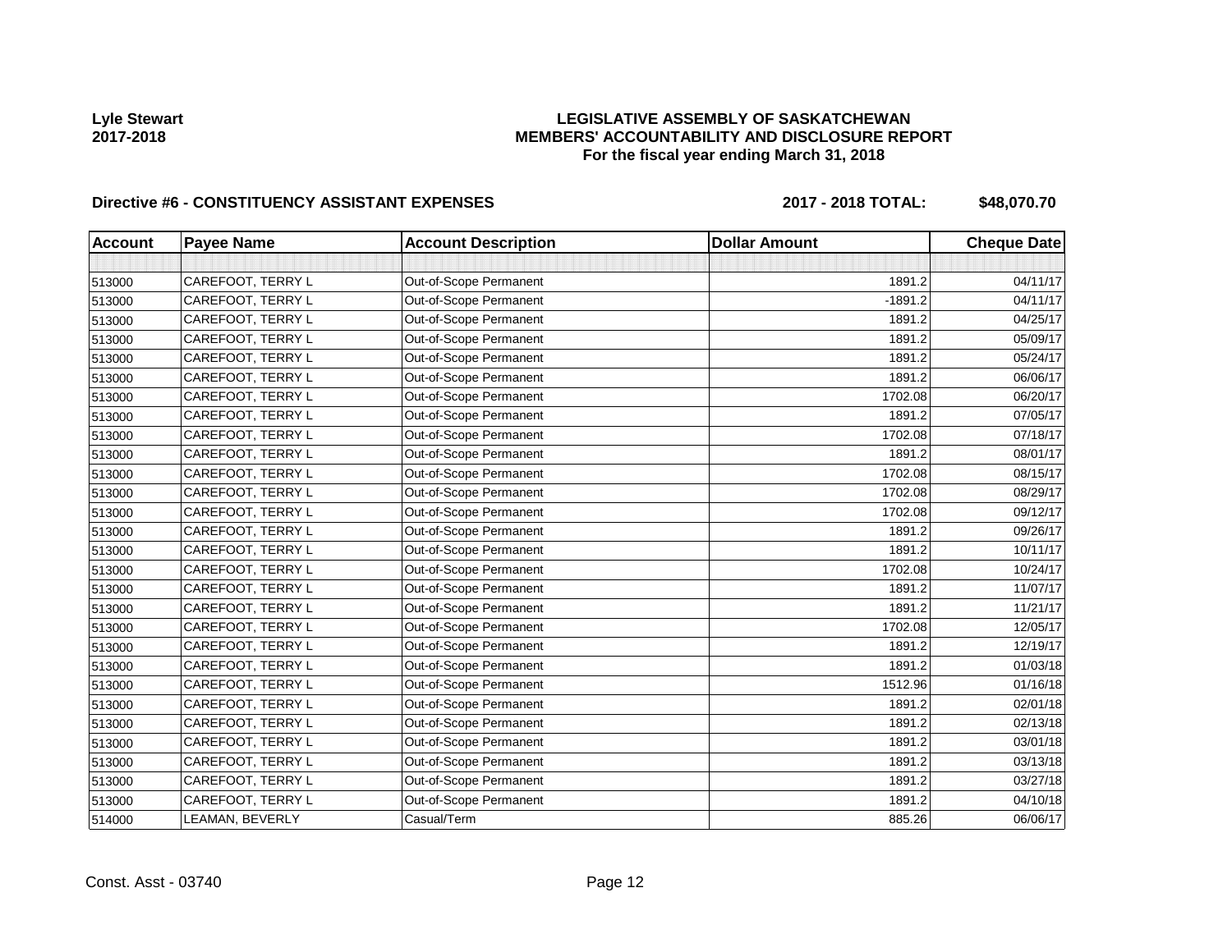**Lyle Stewart**
**2017-2018**

# LEGISLATIVE ASSEMBLY OF SASKATCHEWAN
## MEMBERS' ACCOUNTABILITY AND DISCLOSURE REPORT
### For the fiscal year ending March 31, 2018

**Directive #6 - CONSTITUENCY ASSISTANT EXPENSES** **2017 - 2018 TOTAL: $48,070.70**

| Account | Payee Name | Account Description | Dollar Amount | Cheque Date |
|---|---|---|---|---|
| | | | | |
| 513000 | CAREFOOT, TERRY L | Out-of-Scope Permanent | 1891.2 | 04/11/17 |
| 513000 | CAREFOOT, TERRY L | Out-of-Scope Permanent | -1891.2 | 04/11/17 |
| 513000 | CAREFOOT, TERRY L | Out-of-Scope Permanent | 1891.2 | 04/25/17 |
| 513000 | CAREFOOT, TERRY L | Out-of-Scope Permanent | 1891.2 | 05/09/17 |
| 513000 | CAREFOOT, TERRY L | Out-of-Scope Permanent | 1891.2 | 05/24/17 |
| 513000 | CAREFOOT, TERRY L | Out-of-Scope Permanent | 1891.2 | 06/06/17 |
| 513000 | CAREFOOT, TERRY L | Out-of-Scope Permanent | 1702.08 | 06/20/17 |
| 513000 | CAREFOOT, TERRY L | Out-of-Scope Permanent | 1891.2 | 07/05/17 |
| 513000 | CAREFOOT, TERRY L | Out-of-Scope Permanent | 1702.08 | 07/18/17 |
| 513000 | CAREFOOT, TERRY L | Out-of-Scope Permanent | 1891.2 | 08/01/17 |
| 513000 | CAREFOOT, TERRY L | Out-of-Scope Permanent | 1702.08 | 08/15/17 |
| 513000 | CAREFOOT, TERRY L | Out-of-Scope Permanent | 1702.08 | 08/29/17 |
| 513000 | CAREFOOT, TERRY L | Out-of-Scope Permanent | 1702.08 | 09/12/17 |
| 513000 | CAREFOOT, TERRY L | Out-of-Scope Permanent | 1891.2 | 09/26/17 |
| 513000 | CAREFOOT, TERRY L | Out-of-Scope Permanent | 1891.2 | 10/11/17 |
| 513000 | CAREFOOT, TERRY L | Out-of-Scope Permanent | 1702.08 | 10/24/17 |
| 513000 | CAREFOOT, TERRY L | Out-of-Scope Permanent | 1891.2 | 11/07/17 |
| 513000 | CAREFOOT, TERRY L | Out-of-Scope Permanent | 1891.2 | 11/21/17 |
| 513000 | CAREFOOT, TERRY L | Out-of-Scope Permanent | 1702.08 | 12/05/17 |
| 513000 | CAREFOOT, TERRY L | Out-of-Scope Permanent | 1891.2 | 12/19/17 |
| 513000 | CAREFOOT, TERRY L | Out-of-Scope Permanent | 1891.2 | 01/03/18 |
| 513000 | CAREFOOT, TERRY L | Out-of-Scope Permanent | 1512.96 | 01/16/18 |
| 513000 | CAREFOOT, TERRY L | Out-of-Scope Permanent | 1891.2 | 02/01/18 |
| 513000 | CAREFOOT, TERRY L | Out-of-Scope Permanent | 1891.2 | 02/13/18 |
| 513000 | CAREFOOT, TERRY L | Out-of-Scope Permanent | 1891.2 | 03/01/18 |
| 513000 | CAREFOOT, TERRY L | Out-of-Scope Permanent | 1891.2 | 03/13/18 |
| 513000 | CAREFOOT, TERRY L | Out-of-Scope Permanent | 1891.2 | 03/27/18 |
| 513000 | CAREFOOT, TERRY L | Out-of-Scope Permanent | 1891.2 | 04/10/18 |
| 514000 | LEAMAN, BEVERLY | Casual/Term | 885.26 | 06/06/17 |

Const. Asst - 03740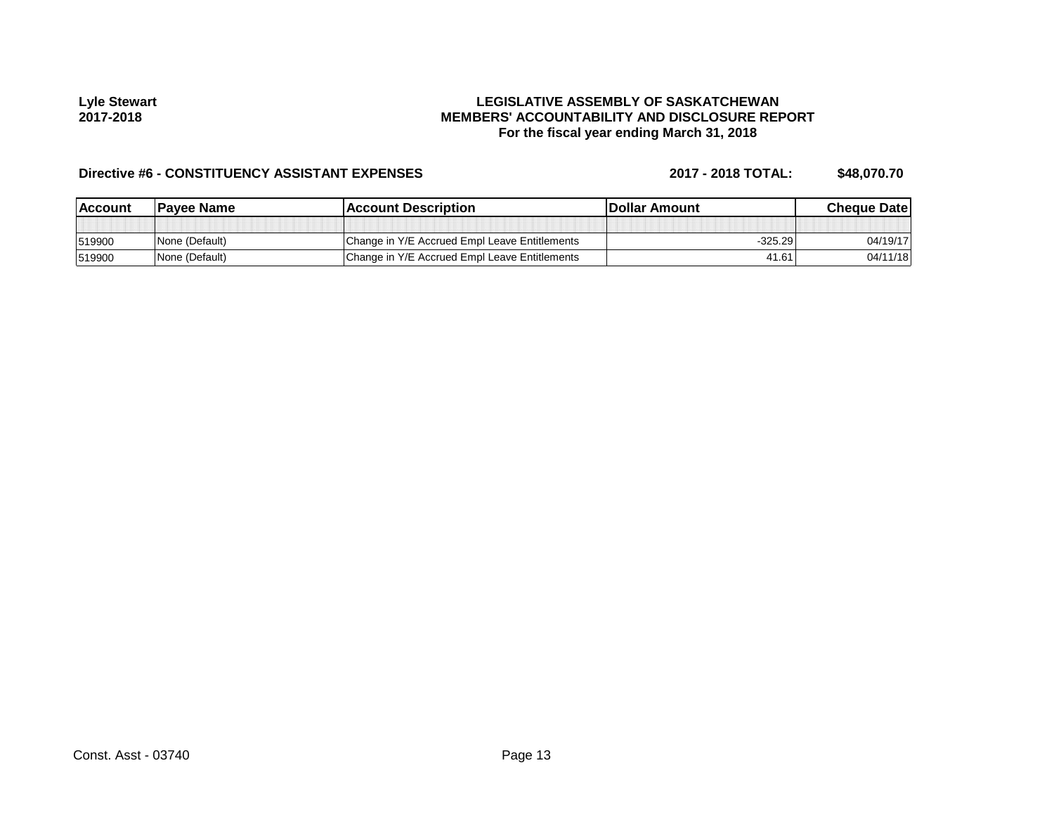**Lyle Stewart**
**2017-2018**

**LEGISLATIVE ASSEMBLY OF SASKATCHEWAN**
**MEMBERS' ACCOUNTABILITY AND DISCLOSURE REPORT**
**For the fiscal year ending March 31, 2018**

**Directive #6 - CONSTITUENCY ASSISTANT EXPENSES** **2017 - 2018 TOTAL: $48,070.70**

| Account | Payee Name | Account Description | Dollar Amount | Cheque Date |
|---|---|---|---|---|
| | | | | |
| 519900 | None (Default) | Change in Y/E Accrued Empl Leave Entitlements | -325.29 | 04/19/17 |
| 519900 | None (Default) | Change in Y/E Accrued Empl Leave Entitlements | 41.61 | 04/11/18 |

Const. Asst - 03740